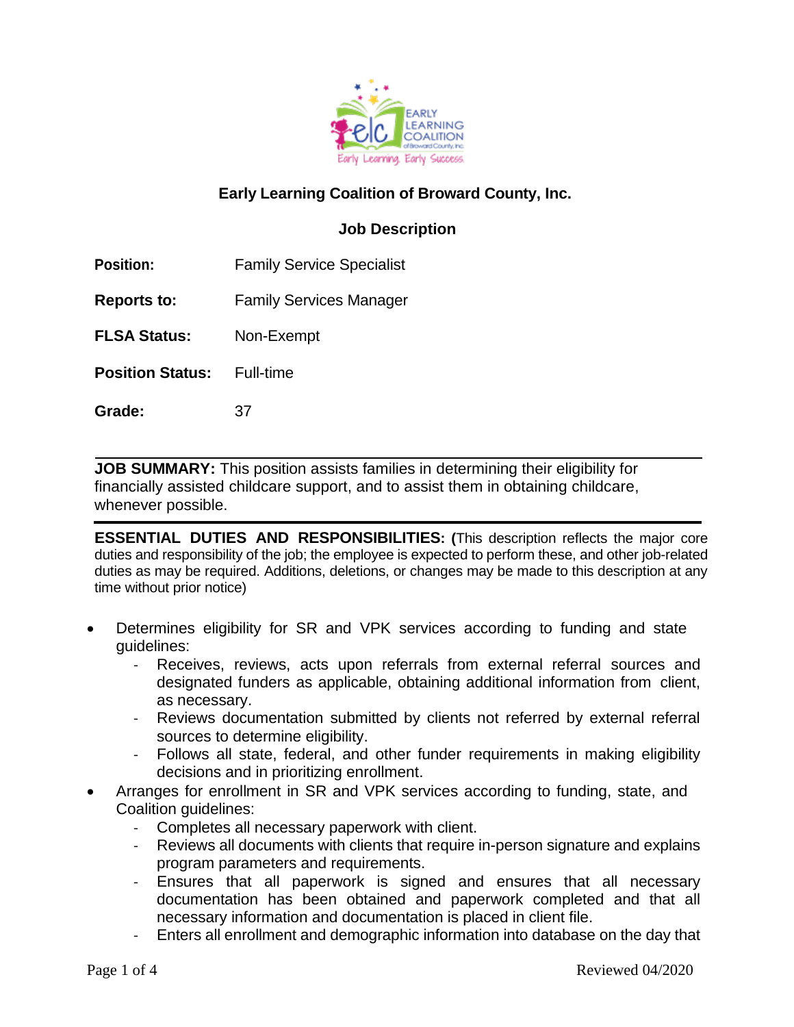**Early Learning Coalition of Broward County, Inc.**

**Job Description**

**Position:** Family Service Specialist

**Reports to:** Family Services Manager

**FLSA Status:** Non-Exempt

**Position Status:** Full-time

**Grade:** 37

---

**JOB SUMMARY:** This position assists families in determining their eligibility for financially assisted childcare support, and to assist them in obtaining childcare, whenever possible.

---

**ESSENTIAL DUTIES AND RESPONSIBILITIES: (**This description reflects the major core duties and responsibility of the job; the employee is expected to perform these, and other job-related duties as may be required. Additions, deletions, or changes may be made to this description at any time without prior notice)

- Determines eligibility for SR and VPK services according to funding and state guidelines:
  - Receives, reviews, acts upon referrals from external referral sources and designated funders as applicable, obtaining additional information from client, as necessary.
  - Reviews documentation submitted by clients not referred by external referral sources to determine eligibility.
  - Follows all state, federal, and other funder requirements in making eligibility decisions and in prioritizing enrollment.
- Arranges for enrollment in SR and VPK services according to funding, state, and Coalition guidelines:
  - Completes all necessary paperwork with client.
  - Reviews all documents with clients that require in-person signature and explains program parameters and requirements.
  - Ensures that all paperwork is signed and ensures that all necessary documentation has been obtained and paperwork completed and that all necessary information and documentation is placed in client file.
  - Enters all enrollment and demographic information into database on the day that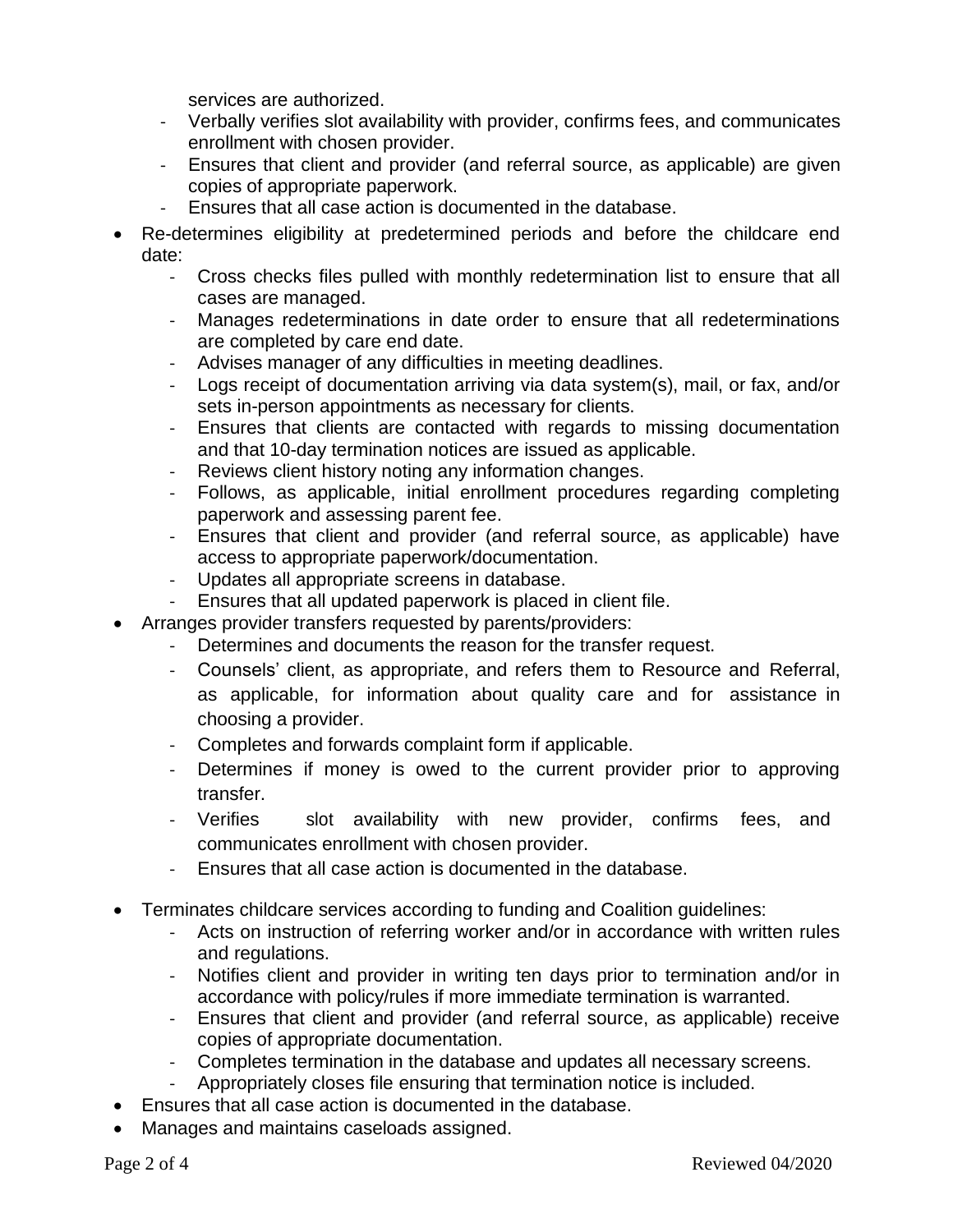services are authorized.
  - Verbally verifies slot availability with provider, confirms fees, and communicates enrollment with chosen provider.
  - Ensures that client and provider (and referral source, as applicable) are given copies of appropriate paperwork.
  - Ensures that all case action is documented in the database.
- Re-determines eligibility at predetermined periods and before the childcare end date:
  - Cross checks files pulled with monthly redetermination list to ensure that all cases are managed.
  - Manages redeterminations in date order to ensure that all redeterminations are completed by care end date.
  - Advises manager of any difficulties in meeting deadlines.
  - Logs receipt of documentation arriving via data system(s), mail, or fax, and/or sets in-person appointments as necessary for clients.
  - Ensures that clients are contacted with regards to missing documentation and that 10-day termination notices are issued as applicable.
  - Reviews client history noting any information changes.
  - Follows, as applicable, initial enrollment procedures regarding completing paperwork and assessing parent fee.
  - Ensures that client and provider (and referral source, as applicable) have access to appropriate paperwork/documentation.
  - Updates all appropriate screens in database.
  - Ensures that all updated paperwork is placed in client file.
- Arranges provider transfers requested by parents/providers:
  - Determines and documents the reason for the transfer request.
  - Counsels' client, as appropriate, and refers them to Resource and Referral, as applicable, for information about quality care and for assistance in choosing a provider.
  - Completes and forwards complaint form if applicable.
  - Determines if money is owed to the current provider prior to approving transfer.
  - Verifies slot availability with new provider, confirms fees, and communicates enrollment with chosen provider.
  - Ensures that all case action is documented in the database.
- Terminates childcare services according to funding and Coalition guidelines:
  - Acts on instruction of referring worker and/or in accordance with written rules and regulations.
  - Notifies client and provider in writing ten days prior to termination and/or in accordance with policy/rules if more immediate termination is warranted.
  - Ensures that client and provider (and referral source, as applicable) receive copies of appropriate documentation.
  - Completes termination in the database and updates all necessary screens.
  - Appropriately closes file ensuring that termination notice is included.
- Ensures that all case action is documented in the database.
- Manages and maintains caseloads assigned.

Reviewed 04/2020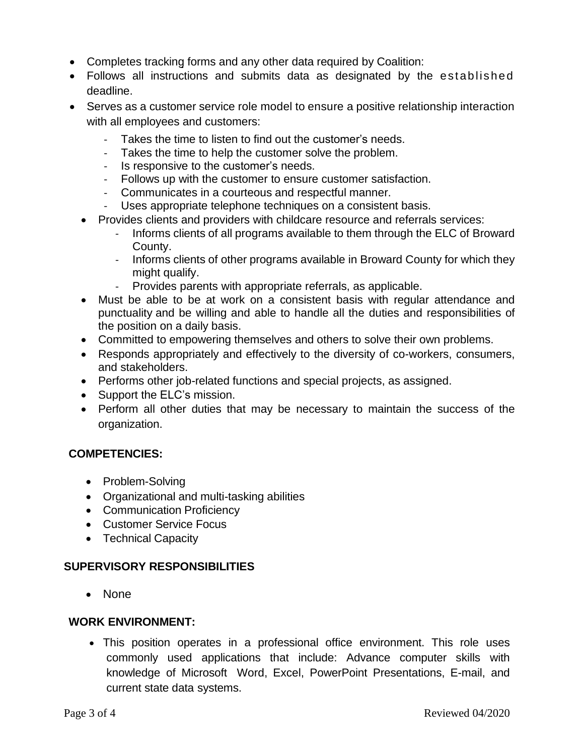- Completes tracking forms and any other data required by Coalition:
- Follows all instructions and submits data as designated by the established deadline.
- Serves as a customer service role model to ensure a positive relationship interaction with all employees and customers:
  - Takes the time to listen to find out the customer's needs.
  - Takes the time to help the customer solve the problem.
  - Is responsive to the customer's needs.
  - Follows up with the customer to ensure customer satisfaction.
  - Communicates in a courteous and respectful manner.
  - Uses appropriate telephone techniques on a consistent basis.
- Provides clients and providers with childcare resource and referrals services:
  - Informs clients of all programs available to them through the ELC of Broward County.
  - Informs clients of other programs available in Broward County for which they might qualify.
  - Provides parents with appropriate referrals, as applicable.
- Must be able to be at work on a consistent basis with regular attendance and punctuality and be willing and able to handle all the duties and responsibilities of the position on a daily basis.
- Committed to empowering themselves and others to solve their own problems.
- Responds appropriately and effectively to the diversity of co-workers, consumers, and stakeholders.
- Performs other job-related functions and special projects, as assigned.
- Support the ELC's mission.
- Perform all other duties that may be necessary to maintain the success of the organization.

**COMPETENCIES:**

- Problem-Solving
- Organizational and multi-tasking abilities
- Communication Proficiency
- Customer Service Focus
- Technical Capacity

**SUPERVISORY RESPONSIBILITIES**

- None

**WORK ENVIRONMENT:**

- This position operates in a professional office environment. This role uses commonly used applications that include: Advance computer skills with knowledge of Microsoft Word, Excel, PowerPoint Presentations, E-mail, and current state data systems.

Reviewed 04/2020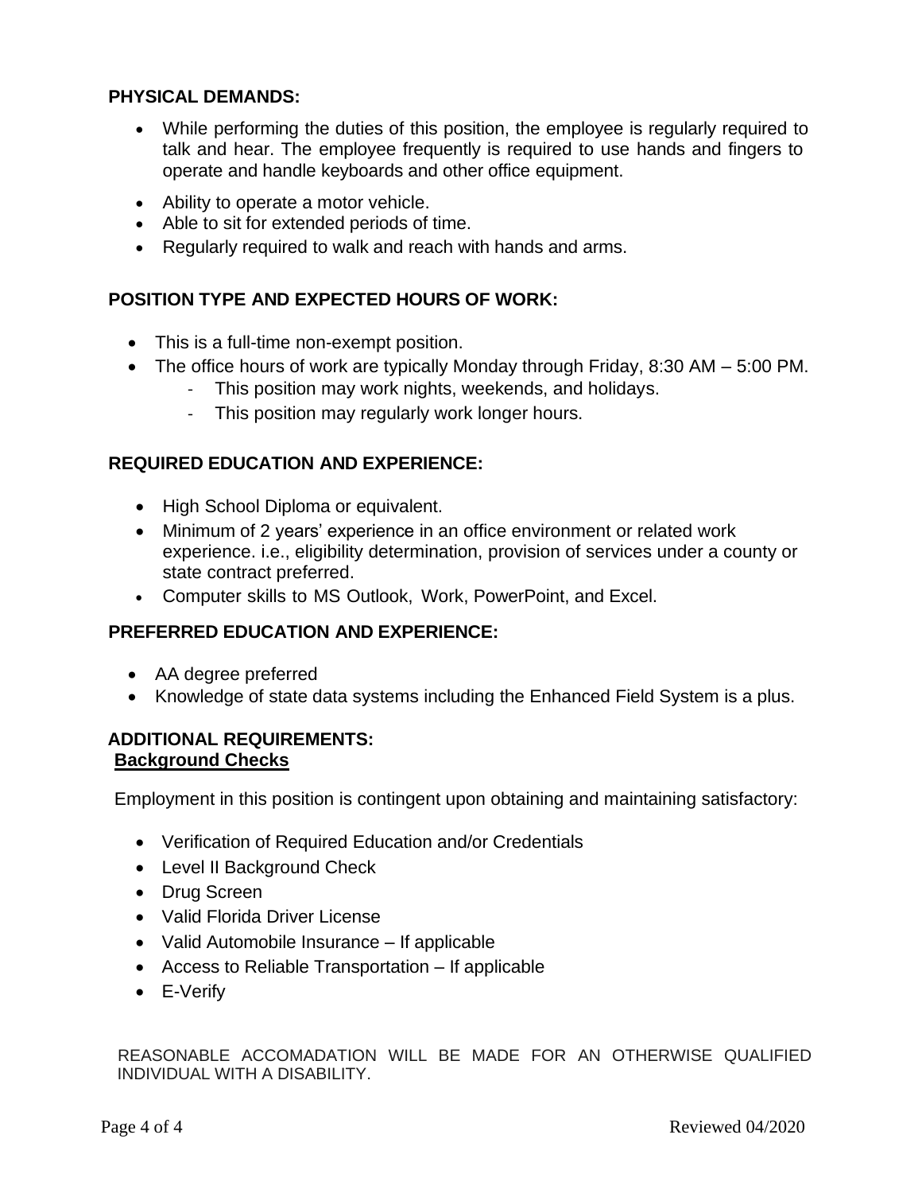**PHYSICAL DEMANDS:**

- While performing the duties of this position, the employee is regularly required to talk and hear. The employee frequently is required to use hands and fingers to operate and handle keyboards and other office equipment.
- Ability to operate a motor vehicle.
- Able to sit for extended periods of time.
- Regularly required to walk and reach with hands and arms.

**POSITION TYPE AND EXPECTED HOURS OF WORK:**

- This is a full-time non-exempt position.
- The office hours of work are typically Monday through Friday, 8:30 AM – 5:00 PM.
  - This position may work nights, weekends, and holidays.
  - This position may regularly work longer hours.

**REQUIRED EDUCATION AND EXPERIENCE:**

- High School Diploma or equivalent.
- Minimum of 2 years' experience in an office environment or related work experience. i.e., eligibility determination, provision of services under a county or state contract preferred.
- Computer skills to MS Outlook, Work, PowerPoint, and Excel.

**PREFERRED EDUCATION AND EXPERIENCE:**

- AA degree preferred
- Knowledge of state data systems including the Enhanced Field System is a plus.

**ADDITIONAL REQUIREMENTS:**

**Background Checks**

Employment in this position is contingent upon obtaining and maintaining satisfactory:

- Verification of Required Education and/or Credentials
- Level II Background Check
- Drug Screen
- Valid Florida Driver License
- Valid Automobile Insurance – If applicable
- Access to Reliable Transportation – If applicable
- E-Verify

REASONABLE ACCOMADATION WILL BE MADE FOR AN OTHERWISE QUALIFIED INDIVIDUAL WITH A DISABILITY.

Reviewed 04/2020